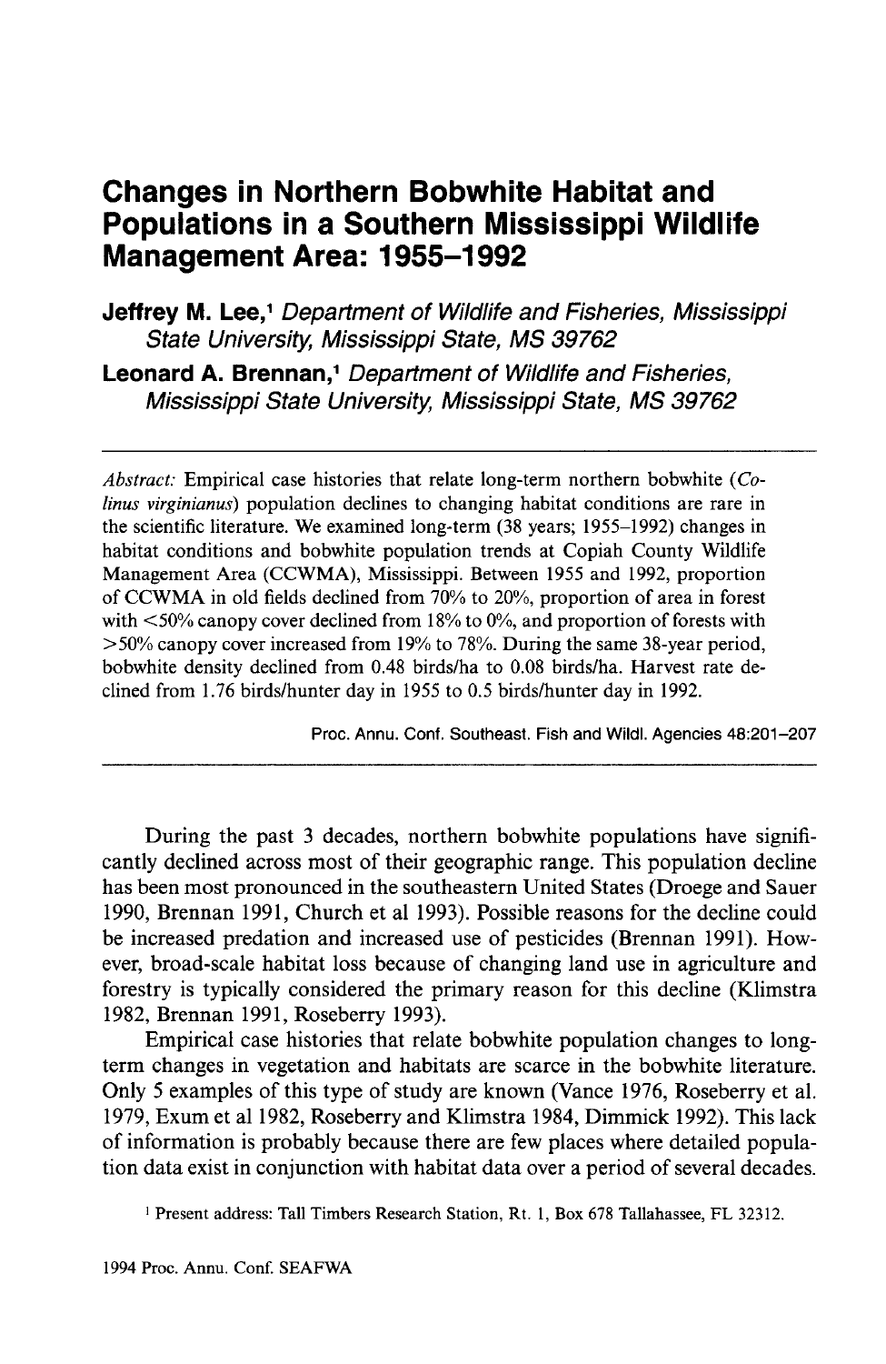# Changes in Northern Bobwhite Habitat and Populations in a Southern Mississippi Wildlife Management Area: 1955–1992

**Jeffrey M. Lee,**[1] *Department of Wildlife and Fisheries, Mississippi State University, Mississippi State, MS 39762*

**Leonard A. Brennan,**[1] *Department of Wildlife and Fisheries, Mississippi State University, Mississippi State, MS 39762*

---

*Abstract:* Empirical case histories that relate long-term northern bobwhite (*Colinus virginianus*) population declines to changing habitat conditions are rare in the scientific literature. We examined long-term (38 years; 1955–1992) changes in habitat conditions and bobwhite population trends at Copiah County Wildlife Management Area (CCWMA), Mississippi. Between 1955 and 1992, proportion of CCWMA in old fields declined from 70% to 20%, proportion of area in forest with <50% canopy cover declined from 18% to 0%, and proportion of forests with >50% canopy cover increased from 19% to 78%. During the same 38-year period, bobwhite density declined from 0.48 birds/ha to 0.08 birds/ha. Harvest rate declined from 1.76 birds/hunter day in 1955 to 0.5 birds/hunter day in 1992.

Proc. Annu. Conf. Southeast. Fish and Wildl. Agencies 48:201–207

---

During the past 3 decades, northern bobwhite populations have significantly declined across most of their geographic range. This population decline has been most pronounced in the southeastern United States (Droege and Sauer 1990, Brennan 1991, Church et al 1993). Possible reasons for the decline could be increased predation and increased use of pesticides (Brennan 1991). However, broad-scale habitat loss because of changing land use in agriculture and forestry is typically considered the primary reason for this decline (Klimstra 1982, Brennan 1991, Roseberry 1993).

Empirical case histories that relate bobwhite population changes to long-term changes in vegetation and habitats are scarce in the bobwhite literature. Only 5 examples of this type of study are known (Vance 1976, Roseberry et al. 1979, Exum et al 1982, Roseberry and Klimstra 1984, Dimmick 1992). This lack of information is probably because there are few places where detailed population data exist in conjunction with habitat data over a period of several decades.

[1] Present address: Tall Timbers Research Station, Rt. 1, Box 678 Tallahassee, FL 32312.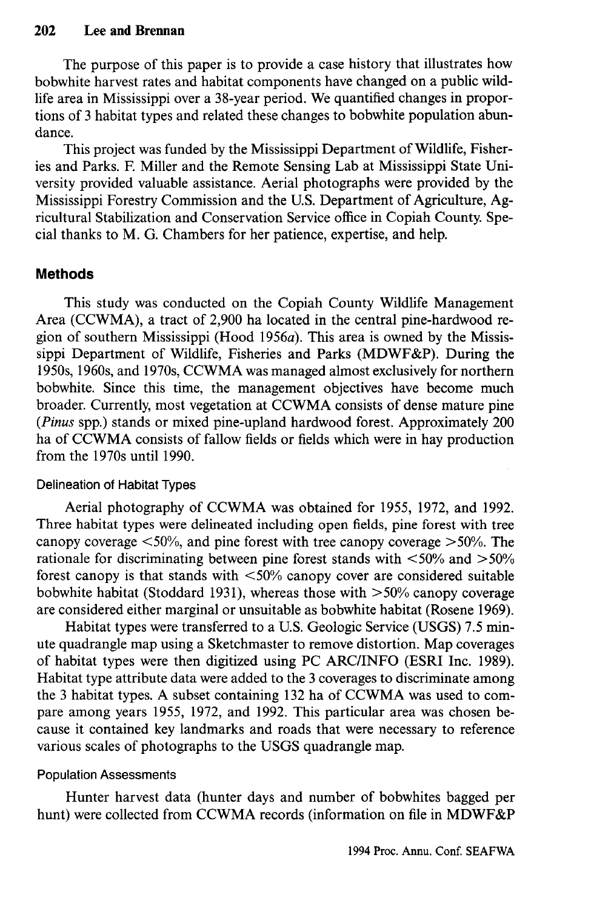The purpose of this paper is to provide a case history that illustrates how bobwhite harvest rates and habitat components have changed on a public wildlife area in Mississippi over a 38-year period. We quantified changes in proportions of 3 habitat types and related these changes to bobwhite population abundance.

This project was funded by the Mississippi Department of Wildlife, Fisheries and Parks. F. Miller and the Remote Sensing Lab at Mississippi State University provided valuable assistance. Aerial photographs were provided by the Mississippi Forestry Commission and the U.S. Department of Agriculture, Agricultural Stabilization and Conservation Service office in Copiah County. Special thanks to M. G. Chambers for her patience, expertise, and help.

## Methods

This study was conducted on the Copiah County Wildlife Management Area (CCWMA), a tract of 2,900 ha located in the central pine-hardwood region of southern Mississippi (Hood 1956*a*). This area is owned by the Mississippi Department of Wildlife, Fisheries and Parks (MDWF&P). During the 1950s, 1960s, and 1970s, CCWMA was managed almost exclusively for northern bobwhite. Since this time, the management objectives have become much broader. Currently, most vegetation at CCWMA consists of dense mature pine (*Pinus* spp.) stands or mixed pine-upland hardwood forest. Approximately 200 ha of CCWMA consists of fallow fields or fields which were in hay production from the 1970s until 1990.

### Delineation of Habitat Types

Aerial photography of CCWMA was obtained for 1955, 1972, and 1992. Three habitat types were delineated including open fields, pine forest with tree canopy coverage <50%, and pine forest with tree canopy coverage >50%. The rationale for discriminating between pine forest stands with <50% and >50% forest canopy is that stands with <50% canopy cover are considered suitable bobwhite habitat (Stoddard 1931), whereas those with >50% canopy coverage are considered either marginal or unsuitable as bobwhite habitat (Rosene 1969).

Habitat types were transferred to a U.S. Geologic Service (USGS) 7.5 minute quadrangle map using a Sketchmaster to remove distortion. Map coverages of habitat types were then digitized using PC ARC/INFO (ESRI Inc. 1989). Habitat type attribute data were added to the 3 coverages to discriminate among the 3 habitat types. A subset containing 132 ha of CCWMA was used to compare among years 1955, 1972, and 1992. This particular area was chosen because it contained key landmarks and roads that were necessary to reference various scales of photographs to the USGS quadrangle map.

### Population Assessments

Hunter harvest data (hunter days and number of bobwhites bagged per hunt) were collected from CCWMA records (information on file in MDWF&P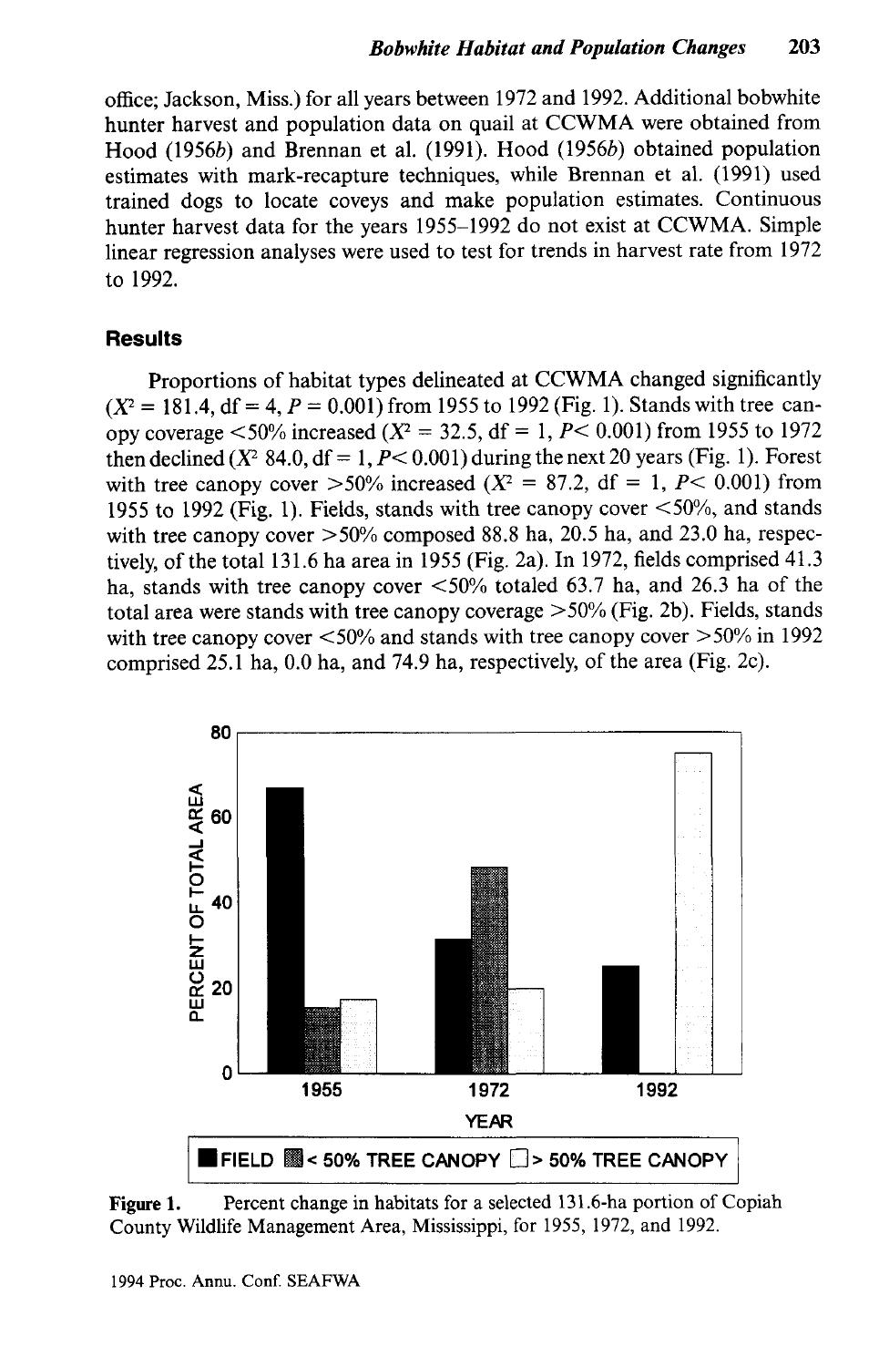office; Jackson, Miss.) for all years between 1972 and 1992. Additional bobwhite hunter harvest and population data on quail at CCWMA were obtained from Hood (1956*b*) and Brennan et al. (1991). Hood (1956*b*) obtained population estimates with mark-recapture techniques, while Brennan et al. (1991) used trained dogs to locate coveys and make population estimates. Continuous hunter harvest data for the years 1955–1992 do not exist at CCWMA. Simple linear regression analyses were used to test for trends in harvest rate from 1972 to 1992.

### Results

Proportions of habitat types delineated at CCWMA changed significantly ($X^2$ = 181.4, df = 4, $P$ = 0.001) from 1955 to 1992 (Fig. 1). Stands with tree canopy coverage <50% increased ($X^2$ = 32.5, df = 1, $P$< 0.001) from 1955 to 1972 then declined ($X^2$ 84.0, df = 1, $P$< 0.001) during the next 20 years (Fig. 1). Forest with tree canopy cover >50% increased ($X^2$ = 87.2, df = 1, $P$< 0.001) from 1955 to 1992 (Fig. 1). Fields, stands with tree canopy cover <50%, and stands with tree canopy cover >50% composed 88.8 ha, 20.5 ha, and 23.0 ha, respectively, of the total 131.6 ha area in 1955 (Fig. 2a). In 1972, fields comprised 41.3 ha, stands with tree canopy cover <50% totaled 63.7 ha, and 26.3 ha of the total area were stands with tree canopy coverage >50% (Fig. 2b). Fields, stands with tree canopy cover <50% and stands with tree canopy cover >50% in 1992 comprised 25.1 ha, 0.0 ha, and 74.9 ha, respectively, of the area (Fig. 2c).

**Figure 1.** Percent change in habitats for a selected 131.6-ha portion of Copiah County Wildlife Management Area, Mississippi, for 1955, 1972, and 1992.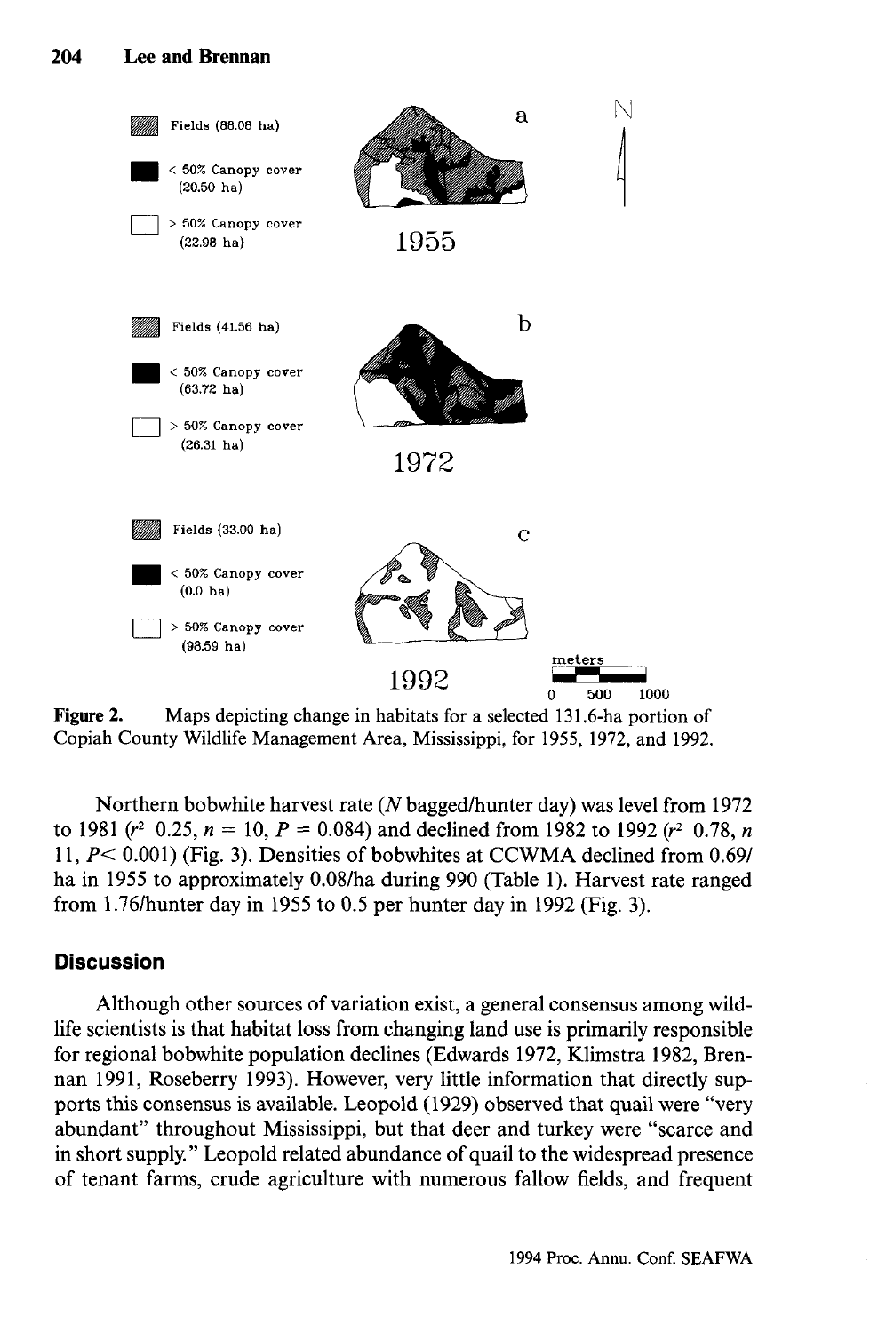Fields (88.08 ha)

< 50% Canopy cover (20.50 ha)

> 50% Canopy cover (22.98 ha)

1955

Fields (41.56 ha)

< 50% Canopy cover (63.72 ha)

> 50% Canopy cover (26.31 ha)

1972

Fields (33.00 ha)

< 50% Canopy cover (0.0 ha)

> 50% Canopy cover (98.59 ha)

1992

**Figure 2.** Maps depicting change in habitats for a selected 131.6-ha portion of Copiah County Wildlife Management Area, Mississippi, for 1955, 1972, and 1992.

Northern bobwhite harvest rate (*N* bagged/hunter day) was level from 1972 to 1981 ($r^2$ 0.25, $n = 10$, $P = 0.084$) and declined from 1982 to 1992 ($r^2$ 0.78, $n$ 11, $P < 0.001$) (Fig. 3). Densities of bobwhites at CCWMA declined from 0.69/ha in 1955 to approximately 0.08/ha during 990 (Table 1). Harvest rate ranged from 1.76/hunter day in 1955 to 0.5 per hunter day in 1992 (Fig. 3).

## Discussion

Although other sources of variation exist, a general consensus among wildlife scientists is that habitat loss from changing land use is primarily responsible for regional bobwhite population declines (Edwards 1972, Klimstra 1982, Brennan 1991, Roseberry 1993). However, very little information that directly supports this consensus is available. Leopold (1929) observed that quail were "very abundant" throughout Mississippi, but that deer and turkey were "scarce and in short supply." Leopold related abundance of quail to the widespread presence of tenant farms, crude agriculture with numerous fallow fields, and frequent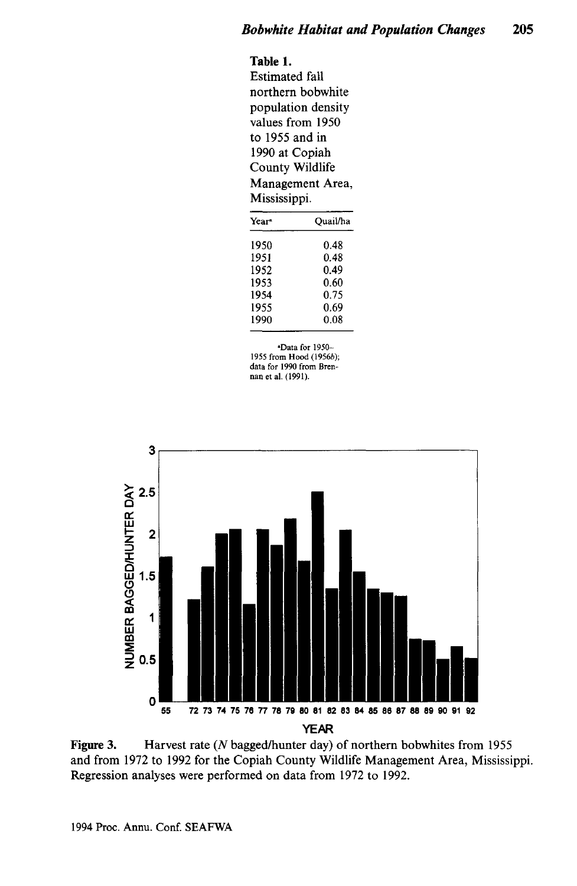**Table 1.** Estimated fall northern bobwhite population density values from 1950 to 1955 and in 1990 at Copiah County Wildlife Management Area, Mississippi.

| Year[a] | Quail/ha |
|---|---|
| 1950 | 0.48 |
| 1951 | 0.48 |
| 1952 | 0.49 |
| 1953 | 0.60 |
| 1954 | 0.75 |
| 1955 | 0.69 |
| 1990 | 0.08 |

[a]Data for 1950–1955 from Hood (1956*b*); data for 1990 from Brennan et al. (1991).

**Figure 3.** Harvest rate (*N* bagged/hunter day) of northern bobwhites from 1955 and from 1972 to 1992 for the Copiah County Wildlife Management Area, Mississippi. Regression analyses were performed on data from 1972 to 1992.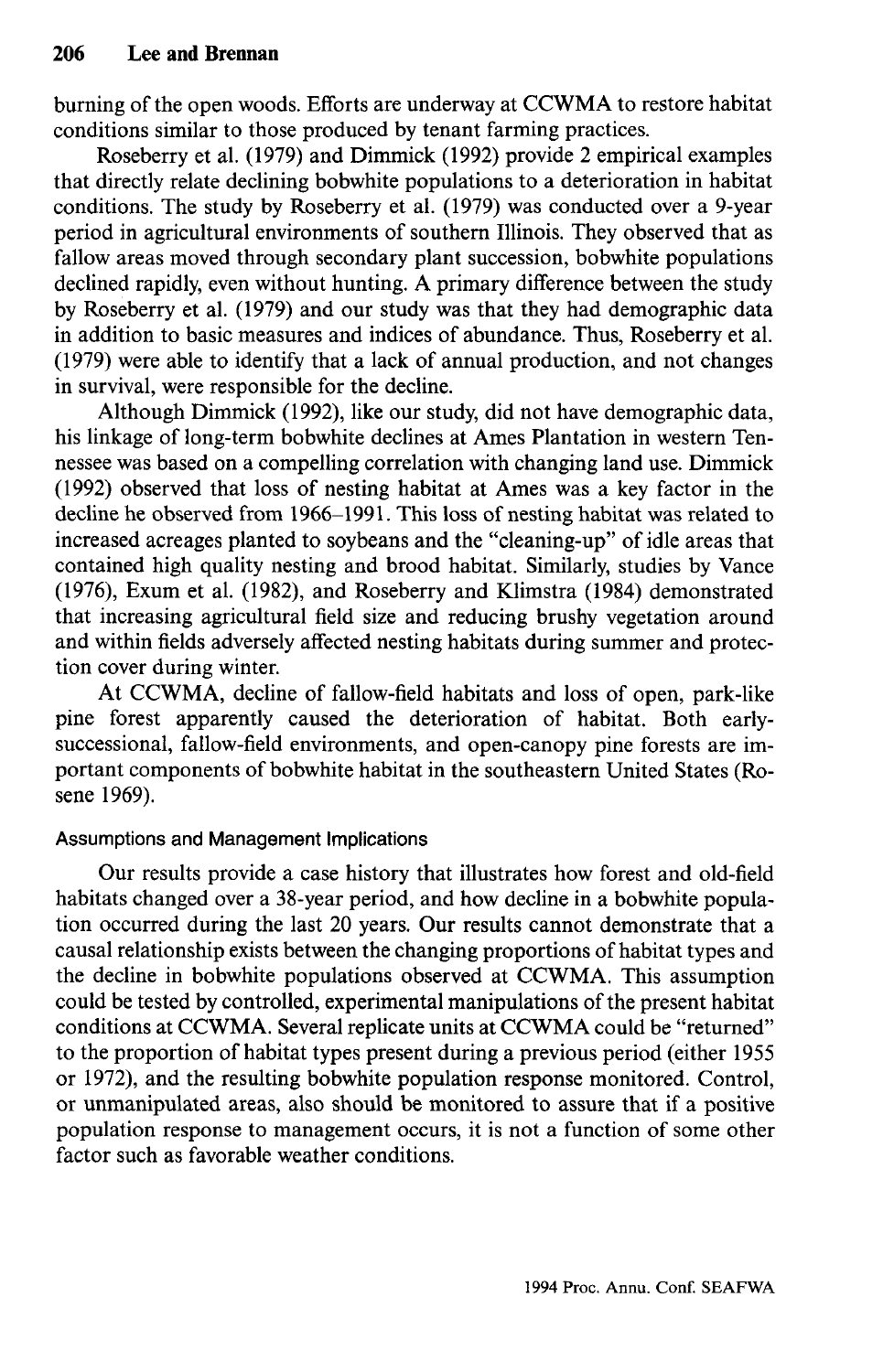burning of the open woods. Efforts are underway at CCWMA to restore habitat conditions similar to those produced by tenant farming practices.

Roseberry et al. (1979) and Dimmick (1992) provide 2 empirical examples that directly relate declining bobwhite populations to a deterioration in habitat conditions. The study by Roseberry et al. (1979) was conducted over a 9-year period in agricultural environments of southern Illinois. They observed that as fallow areas moved through secondary plant succession, bobwhite populations declined rapidly, even without hunting. A primary difference between the study by Roseberry et al. (1979) and our study was that they had demographic data in addition to basic measures and indices of abundance. Thus, Roseberry et al. (1979) were able to identify that a lack of annual production, and not changes in survival, were responsible for the decline.

Although Dimmick (1992), like our study, did not have demographic data, his linkage of long-term bobwhite declines at Ames Plantation in western Tennessee was based on a compelling correlation with changing land use. Dimmick (1992) observed that loss of nesting habitat at Ames was a key factor in the decline he observed from 1966–1991. This loss of nesting habitat was related to increased acreages planted to soybeans and the "cleaning-up" of idle areas that contained high quality nesting and brood habitat. Similarly, studies by Vance (1976), Exum et al. (1982), and Roseberry and Klimstra (1984) demonstrated that increasing agricultural field size and reducing brushy vegetation around and within fields adversely affected nesting habitats during summer and protection cover during winter.

At CCWMA, decline of fallow-field habitats and loss of open, park-like pine forest apparently caused the deterioration of habitat. Both early-successional, fallow-field environments, and open-canopy pine forests are important components of bobwhite habitat in the southeastern United States (Rosene 1969).

### Assumptions and Management Implications

Our results provide a case history that illustrates how forest and old-field habitats changed over a 38-year period, and how decline in a bobwhite population occurred during the last 20 years. Our results cannot demonstrate that a causal relationship exists between the changing proportions of habitat types and the decline in bobwhite populations observed at CCWMA. This assumption could be tested by controlled, experimental manipulations of the present habitat conditions at CCWMA. Several replicate units at CCWMA could be "returned" to the proportion of habitat types present during a previous period (either 1955 or 1972), and the resulting bobwhite population response monitored. Control, or unmanipulated areas, also should be monitored to assure that if a positive population response to management occurs, it is not a function of some other factor such as favorable weather conditions.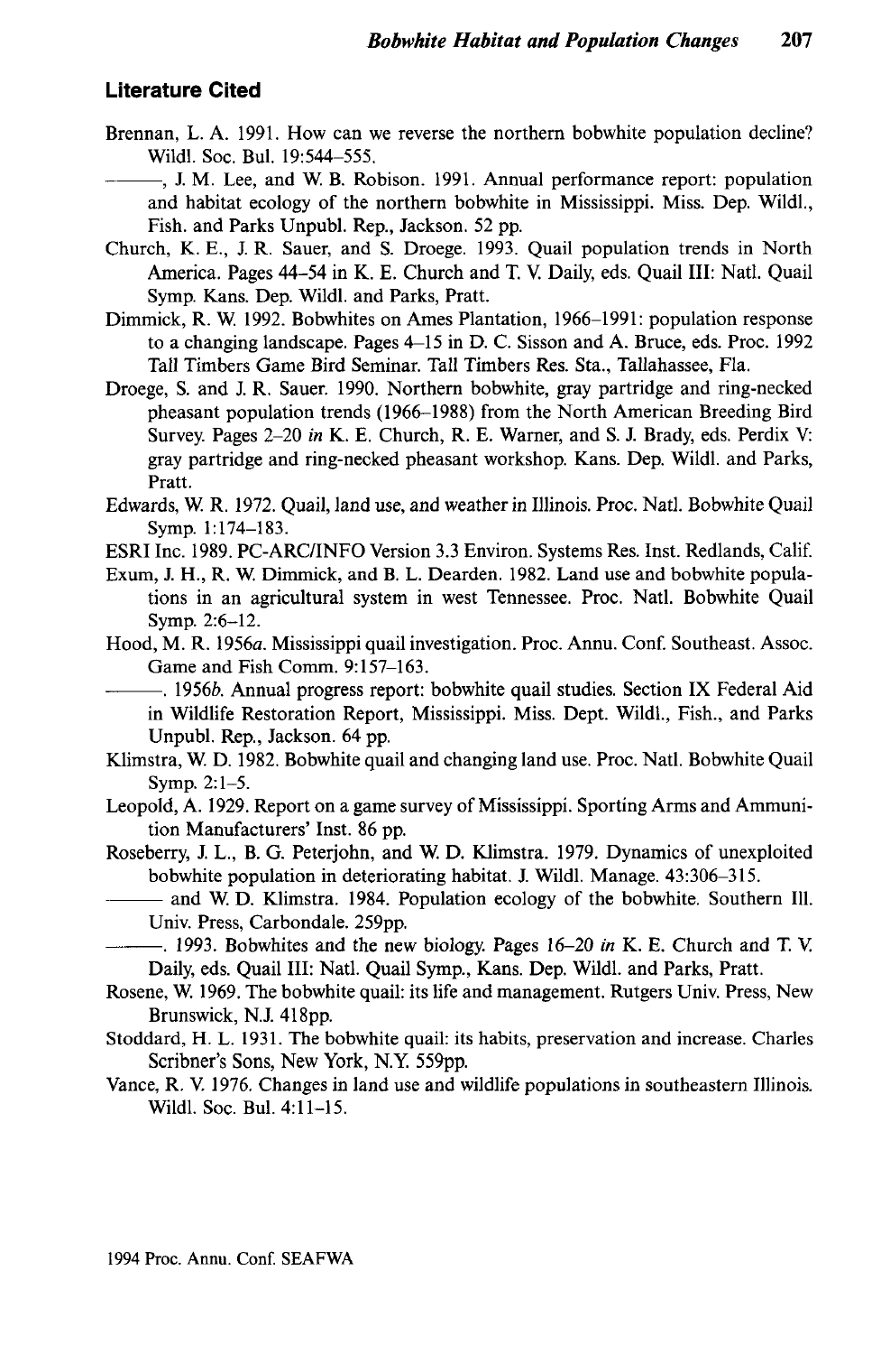## Literature Cited

Brennan, L. A. 1991. How can we reverse the northern bobwhite population decline? Wildl. Soc. Bul. 19:544–555.

———, J. M. Lee, and W. B. Robison. 1991. Annual performance report: population and habitat ecology of the northern bobwhite in Mississippi. Miss. Dep. Wildl., Fish. and Parks Unpubl. Rep., Jackson. 52 pp.

Church, K. E., J. R. Sauer, and S. Droege. 1993. Quail population trends in North America. Pages 44–54 in K. E. Church and T. V. Daily, eds. Quail III: Natl. Quail Symp. Kans. Dep. Wildl. and Parks, Pratt.

Dimmick, R. W. 1992. Bobwhites on Ames Plantation, 1966–1991: population response to a changing landscape. Pages 4–15 in D. C. Sisson and A. Bruce, eds. Proc. 1992 Tall Timbers Game Bird Seminar. Tall Timbers Res. Sta., Tallahassee, Fla.

Droege, S. and J. R. Sauer. 1990. Northern bobwhite, gray partridge and ring-necked pheasant population trends (1966–1988) from the North American Breeding Bird Survey. Pages 2–20 *in* K. E. Church, R. E. Warner, and S. J. Brady, eds. Perdix V: gray partridge and ring-necked pheasant workshop. Kans. Dep. Wildl. and Parks, Pratt.

Edwards, W. R. 1972. Quail, land use, and weather in Illinois. Proc. Natl. Bobwhite Quail Symp. 1:174–183.

ESRI Inc. 1989. PC-ARC/INFO Version 3.3 Environ. Systems Res. Inst. Redlands, Calif.

Exum, J. H., R. W. Dimmick, and B. L. Dearden. 1982. Land use and bobwhite populations in an agricultural system in west Tennessee. Proc. Natl. Bobwhite Quail Symp. 2:6–12.

Hood, M. R. 1956*a*. Mississippi quail investigation. Proc. Annu. Conf. Southeast. Assoc. Game and Fish Comm. 9:157–163.

———. 1956*b*. Annual progress report: bobwhite quail studies. Section IX Federal Aid in Wildlife Restoration Report, Mississippi. Miss. Dept. Wildl., Fish., and Parks Unpubl. Rep., Jackson. 64 pp.

Klimstra, W. D. 1982. Bobwhite quail and changing land use. Proc. Natl. Bobwhite Quail Symp. 2:1–5.

Leopold, A. 1929. Report on a game survey of Mississippi. Sporting Arms and Ammunition Manufacturers' Inst. 86 pp.

Roseberry, J. L., B. G. Peterjohn, and W. D. Klimstra. 1979. Dynamics of unexploited bobwhite population in deteriorating habitat. J. Wildl. Manage. 43:306–315.

——— and W. D. Klimstra. 1984. Population ecology of the bobwhite. Southern Ill. Univ. Press, Carbondale. 259pp.

———. 1993. Bobwhites and the new biology. Pages 16–20 *in* K. E. Church and T. V. Daily, eds. Quail III: Natl. Quail Symp., Kans. Dep. Wildl. and Parks, Pratt.

Rosene, W. 1969. The bobwhite quail: its life and management. Rutgers Univ. Press, New Brunswick, N.J. 418pp.

Stoddard, H. L. 1931. The bobwhite quail: its habits, preservation and increase. Charles Scribner's Sons, New York, N.Y. 559pp.

Vance, R. V. 1976. Changes in land use and wildlife populations in southeastern Illinois. Wildl. Soc. Bul. 4:11–15.